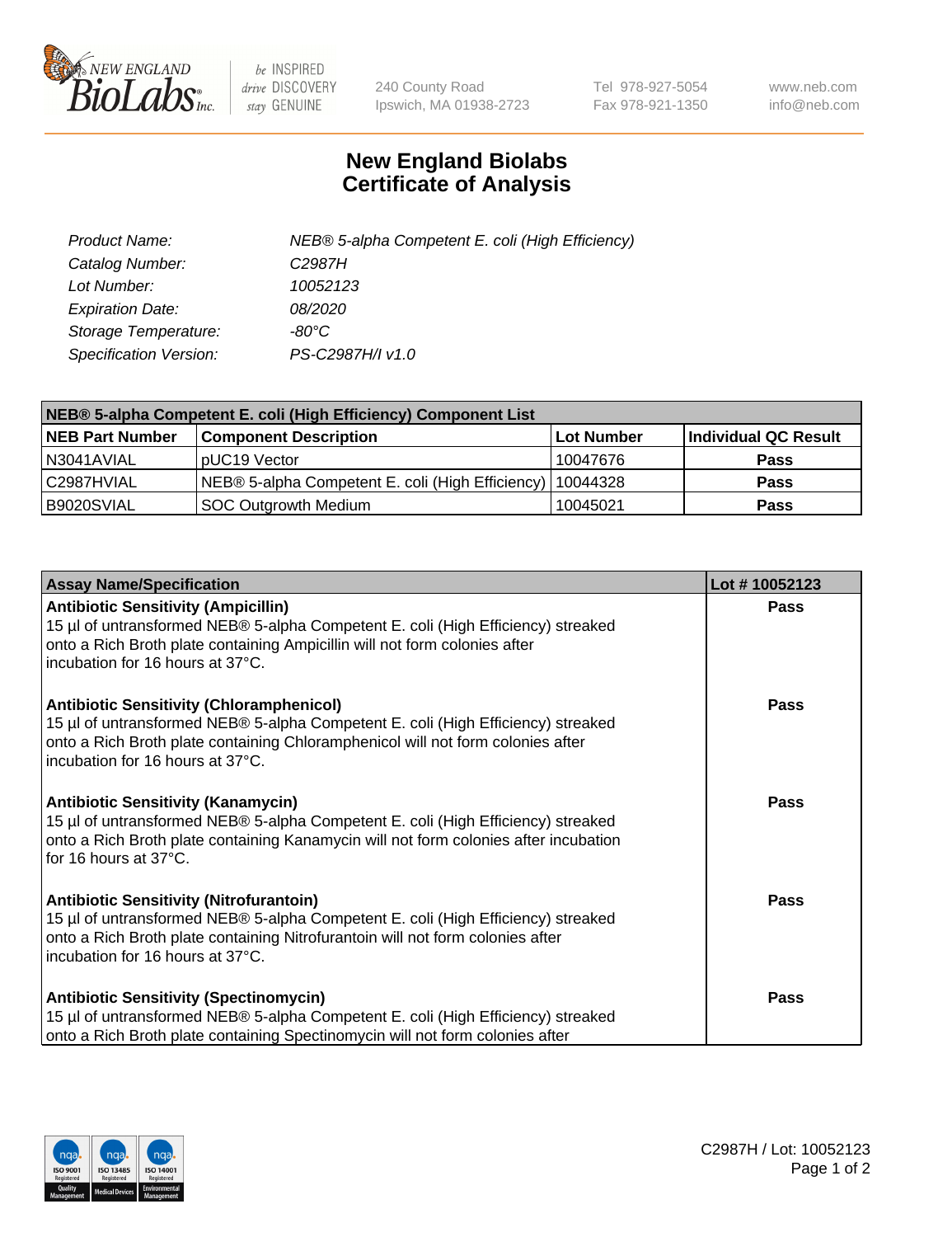New England BioLabs Inc. — be INSPIRED drive DISCOVERY stay GENUINE

240 County Road
Ipswich, MA 01938-2723

Tel 978-927-5054
Fax 978-921-1350

www.neb.com
info@neb.com

# New England Biolabs Certificate of Analysis

| | |
|---|---|
| *Product Name:* | *NEB® 5-alpha Competent E. coli (High Efficiency)* |
| *Catalog Number:* | *C2987H* |
| *Lot Number:* | *10052123* |
| *Expiration Date:* | *08/2020* |
| *Storage Temperature:* | *-80°C* |
| *Specification Version:* | *PS-C2987H/I v1.0* |

| NEB® 5-alpha Competent E. coli (High Efficiency) Component List | | | |
|---|---|---|---|
| **NEB Part Number** | **Component Description** | **Lot Number** | **Individual QC Result** |
| N3041AVIAL | pUC19 Vector | 10047676 | **Pass** |
| C2987HVIAL | NEB® 5-alpha Competent E. coli (High Efficiency) | 10044328 | **Pass** |
| B9020SVIAL | SOC Outgrowth Medium | 10045021 | **Pass** |

| Assay Name/Specification | Lot # 10052123 |
|---|---|
| **Antibiotic Sensitivity (Ampicillin)** 15 µl of untransformed NEB® 5-alpha Competent E. coli (High Efficiency) streaked onto a Rich Broth plate containing Ampicillin will not form colonies after incubation for 16 hours at 37°C. | **Pass** |
| **Antibiotic Sensitivity (Chloramphenicol)** 15 µl of untransformed NEB® 5-alpha Competent E. coli (High Efficiency) streaked onto a Rich Broth plate containing Chloramphenicol will not form colonies after incubation for 16 hours at 37°C. | **Pass** |
| **Antibiotic Sensitivity (Kanamycin)** 15 µl of untransformed NEB® 5-alpha Competent E. coli (High Efficiency) streaked onto a Rich Broth plate containing Kanamycin will not form colonies after incubation for 16 hours at 37°C. | **Pass** |
| **Antibiotic Sensitivity (Nitrofurantoin)** 15 µl of untransformed NEB® 5-alpha Competent E. coli (High Efficiency) streaked onto a Rich Broth plate containing Nitrofurantoin will not form colonies after incubation for 16 hours at 37°C. | **Pass** |
| **Antibiotic Sensitivity (Spectinomycin)** 15 µl of untransformed NEB® 5-alpha Competent E. coli (High Efficiency) streaked onto a Rich Broth plate containing Spectinomycin will not form colonies after | **Pass** |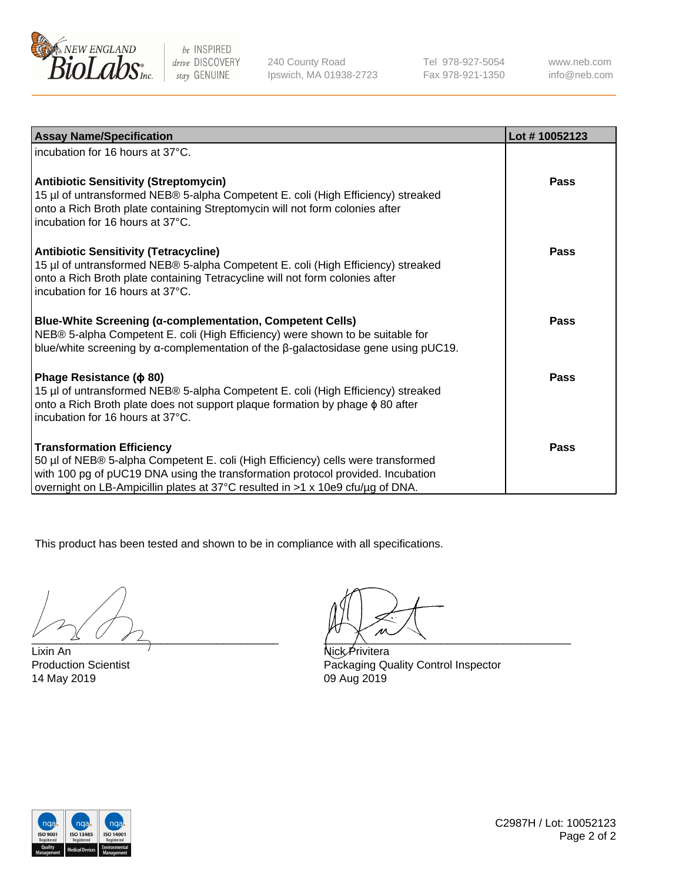| Assay Name/Specification | Lot # 10052123 |
|---|---|
| incubation for 16 hours at 37°C. | |
| **Antibiotic Sensitivity (Streptomycin)**<br>15 µl of untransformed NEB® 5-alpha Competent E. coli (High Efficiency) streaked onto a Rich Broth plate containing Streptomycin will not form colonies after incubation for 16 hours at 37°C. | Pass |
| **Antibiotic Sensitivity (Tetracycline)**<br>15 µl of untransformed NEB® 5-alpha Competent E. coli (High Efficiency) streaked onto a Rich Broth plate containing Tetracycline will not form colonies after incubation for 16 hours at 37°C. | Pass |
| **Blue-White Screening (α-complementation, Competent Cells)**<br>NEB® 5-alpha Competent E. coli (High Efficiency) were shown to be suitable for blue/white screening by α-complementation of the β-galactosidase gene using pUC19. | Pass |
| **Phage Resistance (ϕ 80)**<br>15 µl of untransformed NEB® 5-alpha Competent E. coli (High Efficiency) streaked onto a Rich Broth plate does not support plaque formation by phage ϕ 80 after incubation for 16 hours at 37°C. | Pass |
| **Transformation Efficiency**<br>50 µl of NEB® 5-alpha Competent E. coli (High Efficiency) cells were transformed with 100 pg of pUC19 DNA using the transformation protocol provided. Incubation overnight on LB-Ampicillin plates at 37°C resulted in >1 x 10e9 cfu/µg of DNA. | Pass |

This product has been tested and shown to be in compliance with all specifications.

Lixin An
Production Scientist
14 May 2019

Nick Privitera
Packaging Quality Control Inspector
09 Aug 2019

C2987H / Lot: 10052123